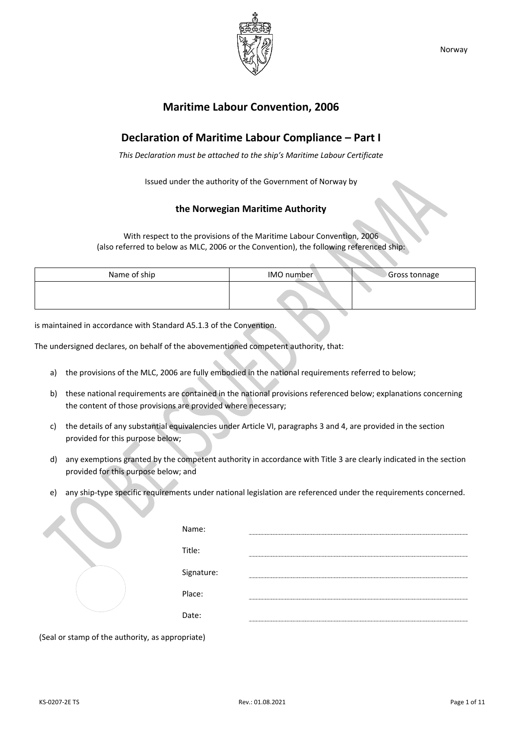Norway

# Maritime Labour Convention, 2006

## Declaration of Maritime Labour Compliance – Part I

*This Declaration must be attached to the ship's Maritime Labour Certificate*

Issued under the authority of the Government of Norway by

**the Norwegian Maritime Authority**

With respect to the provisions of the Maritime Labour Convention, 2006
(also referred to below as MLC, 2006 or the Convention), the following referenced ship:

| Name of ship | IMO number | Gross tonnage |
| --- | --- | --- |
| | | |

is maintained in accordance with Standard A5.1.3 of the Convention.

The undersigned declares, on behalf of the abovementioned competent authority, that:

a) the provisions of the MLC, 2006 are fully embodied in the national requirements referred to below;

b) these national requirements are contained in the national provisions referenced below; explanations concerning the content of those provisions are provided where necessary;

c) the details of any substantial equivalencies under Article VI, paragraphs 3 and 4, are provided in the section provided for this purpose below;

d) any exemptions granted by the competent authority in accordance with Title 3 are clearly indicated in the section provided for this purpose below; and

e) any ship-type specific requirements under national legislation are referenced under the requirements concerned.

Name: ..............................

Title: ..............................

Signature: ..............................

Place: ..............................

Date: ..............................

(Seal or stamp of the authority, as appropriate)

TO BE ISSUED BY NMA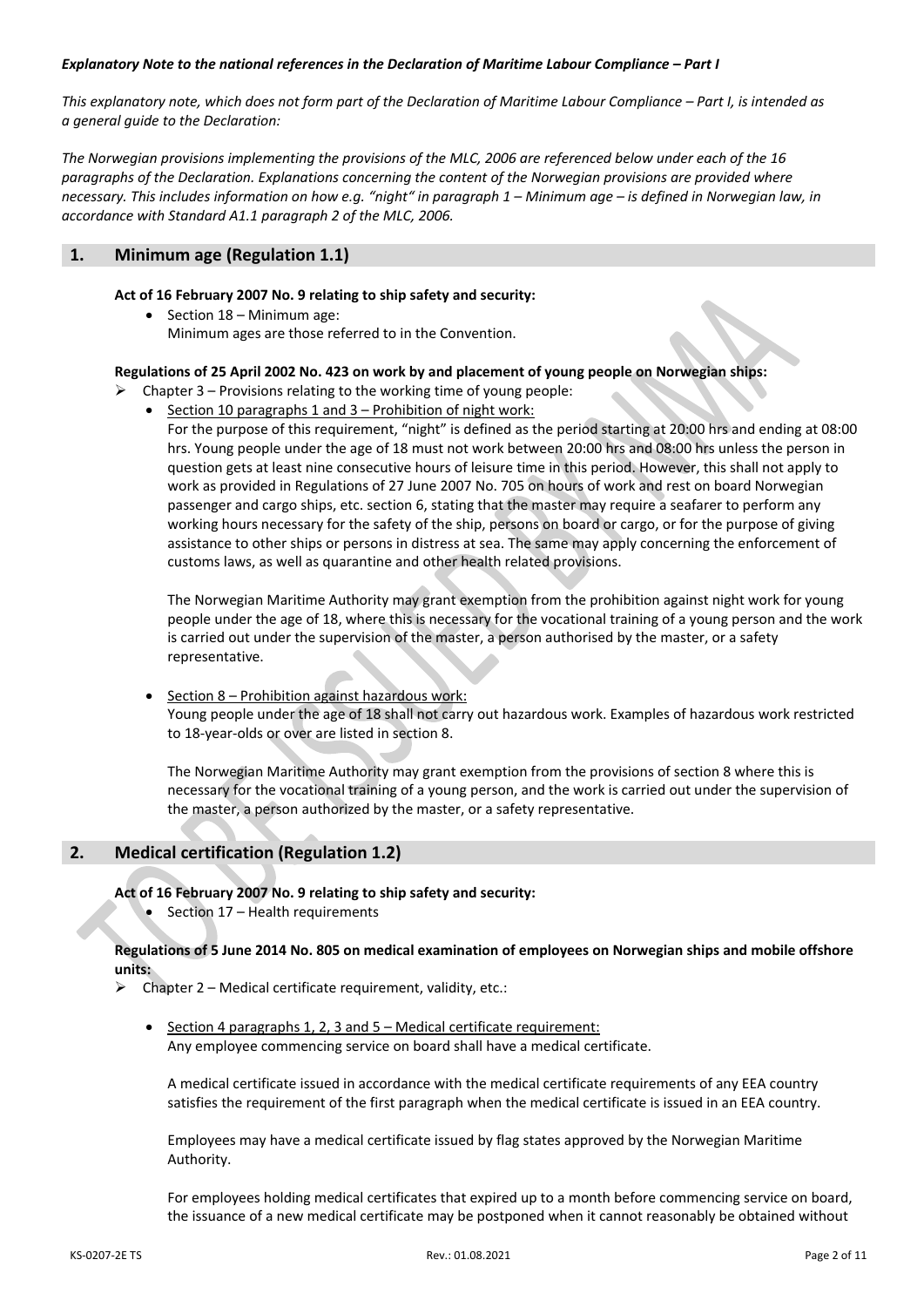***Explanatory Note to the national references in the Declaration of Maritime Labour Compliance – Part I***

*This explanatory note, which does not form part of the Declaration of Maritime Labour Compliance – Part I, is intended as a general guide to the Declaration:*

*The Norwegian provisions implementing the provisions of the MLC, 2006 are referenced below under each of the 16 paragraphs of the Declaration. Explanations concerning the content of the Norwegian provisions are provided where necessary. This includes information on how e.g. "night" in paragraph 1 – Minimum age – is defined in Norwegian law, in accordance with Standard A1.1 paragraph 2 of the MLC, 2006.*

## 1. Minimum age (Regulation 1.1)

**Act of 16 February 2007 No. 9 relating to ship safety and security:**

- Section 18 – Minimum age:
  Minimum ages are those referred to in the Convention.

**Regulations of 25 April 2002 No. 423 on work by and placement of young people on Norwegian ships:**

- Chapter 3 – Provisions relating to the working time of young people:
  - Section 10 paragraphs 1 and 3 – Prohibition of night work:
    For the purpose of this requirement, "night" is defined as the period starting at 20:00 hrs and ending at 08:00 hrs. Young people under the age of 18 must not work between 20:00 hrs and 08:00 hrs unless the person in question gets at least nine consecutive hours of leisure time in this period. However, this shall not apply to work as provided in Regulations of 27 June 2007 No. 705 on hours of work and rest on board Norwegian passenger and cargo ships, etc. section 6, stating that the master may require a seafarer to perform any working hours necessary for the safety of the ship, persons on board or cargo, or for the purpose of giving assistance to other ships or persons in distress at sea. The same may apply concerning the enforcement of customs laws, as well as quarantine and other health related provisions.

    The Norwegian Maritime Authority may grant exemption from the prohibition against night work for young people under the age of 18, where this is necessary for the vocational training of a young person and the work is carried out under the supervision of the master, a person authorised by the master, or a safety representative.

  - Section 8 – Prohibition against hazardous work:
    Young people under the age of 18 shall not carry out hazardous work. Examples of hazardous work restricted to 18-year-olds or over are listed in section 8.

    The Norwegian Maritime Authority may grant exemption from the provisions of section 8 where this is necessary for the vocational training of a young person, and the work is carried out under the supervision of the master, a person authorized by the master, or a safety representative.

## 2. Medical certification (Regulation 1.2)

**Act of 16 February 2007 No. 9 relating to ship safety and security:**

- Section 17 – Health requirements

**Regulations of 5 June 2014 No. 805 on medical examination of employees on Norwegian ships and mobile offshore units:**

- Chapter 2 – Medical certificate requirement, validity, etc.:
  - Section 4 paragraphs 1, 2, 3 and 5 – Medical certificate requirement:
    Any employee commencing service on board shall have a medical certificate.

    A medical certificate issued in accordance with the medical certificate requirements of any EEA country satisfies the requirement of the first paragraph when the medical certificate is issued in an EEA country.

    Employees may have a medical certificate issued by flag states approved by the Norwegian Maritime Authority.

    For employees holding medical certificates that expired up to a month before commencing service on board, the issuance of a new medical certificate may be postponed when it cannot reasonably be obtained without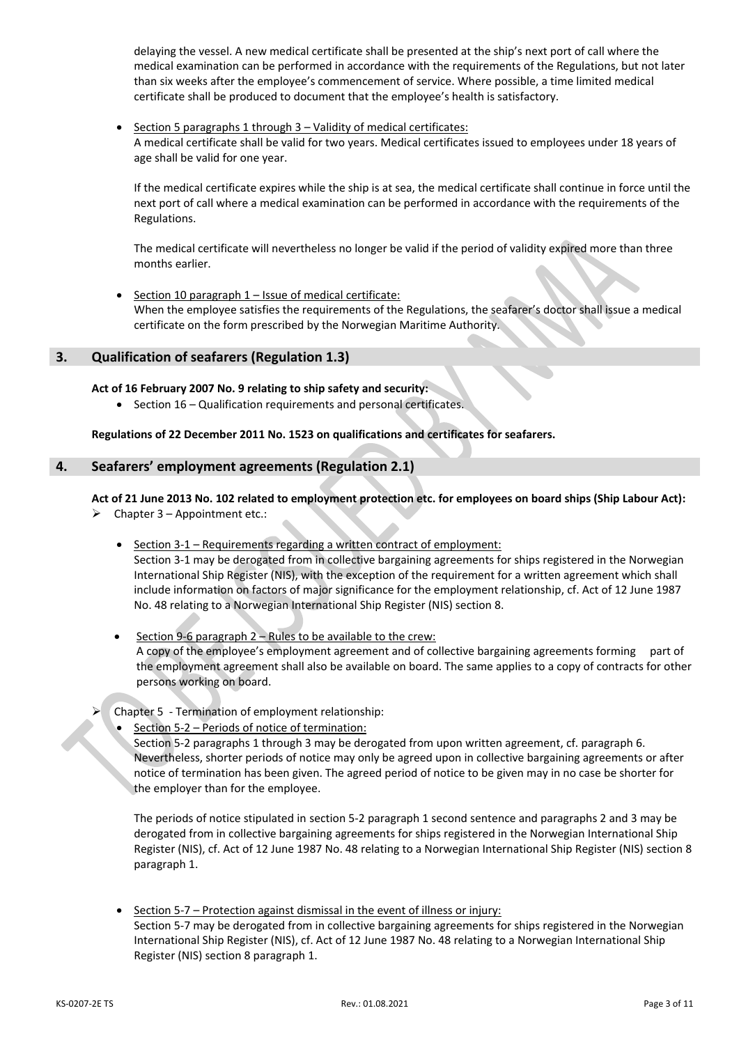delaying the vessel. A new medical certificate shall be presented at the ship's next port of call where the medical examination can be performed in accordance with the requirements of the Regulations, but not later than six weeks after the employee's commencement of service. Where possible, a time limited medical certificate shall be produced to document that the employee's health is satisfactory.

- Section 5 paragraphs 1 through 3 – Validity of medical certificates:
  A medical certificate shall be valid for two years. Medical certificates issued to employees under 18 years of age shall be valid for one year.

  If the medical certificate expires while the ship is at sea, the medical certificate shall continue in force until the next port of call where a medical examination can be performed in accordance with the requirements of the Regulations.

  The medical certificate will nevertheless no longer be valid if the period of validity expired more than three months earlier.

- Section 10 paragraph 1 – Issue of medical certificate:
  When the employee satisfies the requirements of the Regulations, the seafarer's doctor shall issue a medical certificate on the form prescribed by the Norwegian Maritime Authority.

## 3. Qualification of seafarers (Regulation 1.3)

**Act of 16 February 2007 No. 9 relating to ship safety and security:**

- Section 16 – Qualification requirements and personal certificates.

**Regulations of 22 December 2011 No. 1523 on qualifications and certificates for seafarers.**

## 4. Seafarers' employment agreements (Regulation 2.1)

**Act of 21 June 2013 No. 102 related to employment protection etc. for employees on board ships (Ship Labour Act):**

- Chapter 3 – Appointment etc.:

  - Section 3-1 – Requirements regarding a written contract of employment:
    Section 3-1 may be derogated from in collective bargaining agreements for ships registered in the Norwegian International Ship Register (NIS), with the exception of the requirement for a written agreement which shall include information on factors of major significance for the employment relationship, cf. Act of 12 June 1987 No. 48 relating to a Norwegian International Ship Register (NIS) section 8.

  - Section 9-6 paragraph 2 – Rules to be available to the crew:
    A copy of the employee's employment agreement and of collective bargaining agreements forming part of the employment agreement shall also be available on board. The same applies to a copy of contracts for other persons working on board.

- Chapter 5 - Termination of employment relationship:

  - Section 5-2 – Periods of notice of termination:
    Section 5-2 paragraphs 1 through 3 may be derogated from upon written agreement, cf. paragraph 6. Nevertheless, shorter periods of notice may only be agreed upon in collective bargaining agreements or after notice of termination has been given. The agreed period of notice to be given may in no case be shorter for the employer than for the employee.

    The periods of notice stipulated in section 5-2 paragraph 1 second sentence and paragraphs 2 and 3 may be derogated from in collective bargaining agreements for ships registered in the Norwegian International Ship Register (NIS), cf. Act of 12 June 1987 No. 48 relating to a Norwegian International Ship Register (NIS) section 8 paragraph 1.

  - Section 5-7 – Protection against dismissal in the event of illness or injury:
    Section 5-7 may be derogated from in collective bargaining agreements for ships registered in the Norwegian International Ship Register (NIS), cf. Act of 12 June 1987 No. 48 relating to a Norwegian International Ship Register (NIS) section 8 paragraph 1.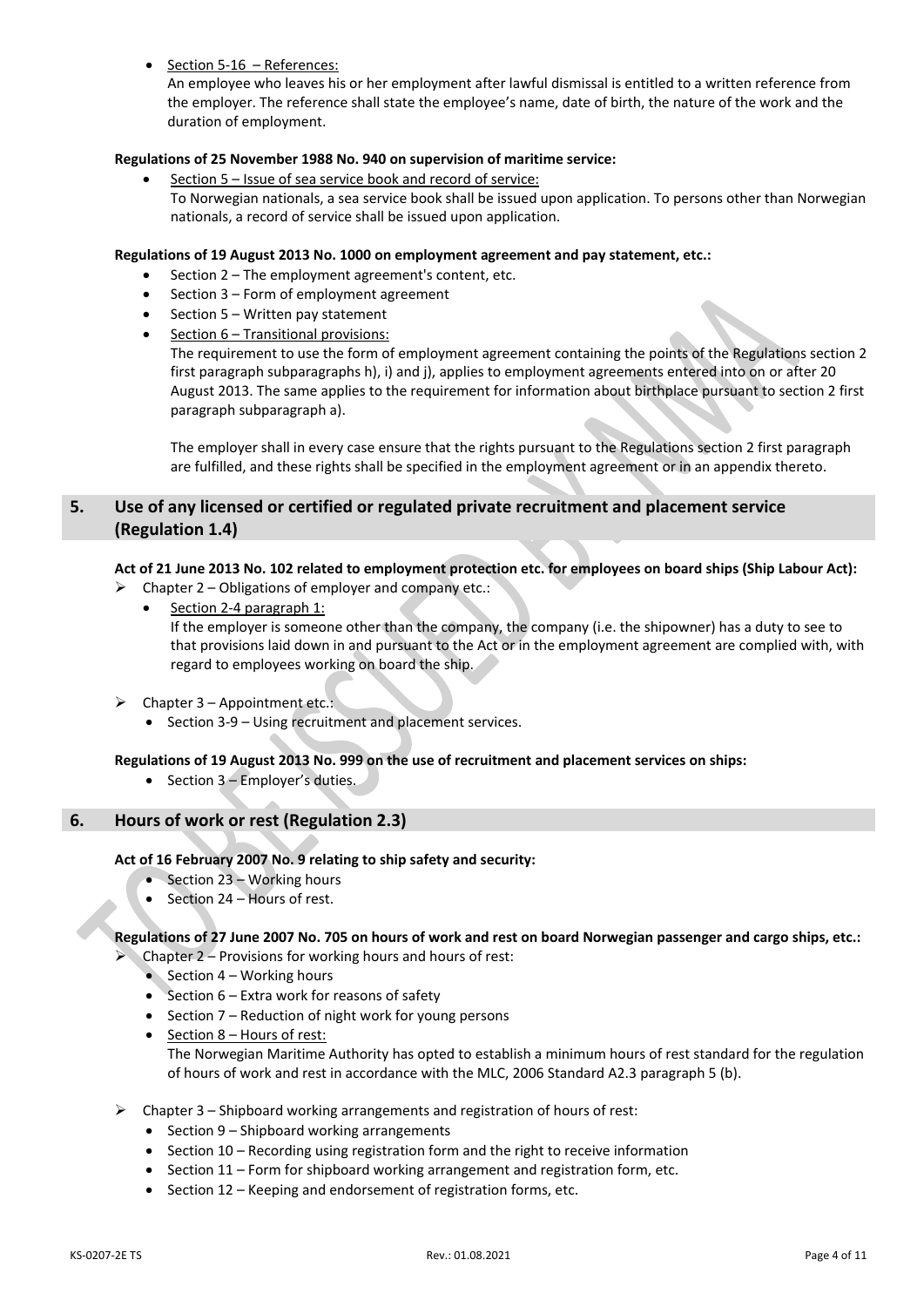- Section 5-16 – References:
  An employee who leaves his or her employment after lawful dismissal is entitled to a written reference from the employer. The reference shall state the employee's name, date of birth, the nature of the work and the duration of employment.

**Regulations of 25 November 1988 No. 940 on supervision of maritime service:**

- Section 5 – Issue of sea service book and record of service:
  To Norwegian nationals, a sea service book shall be issued upon application. To persons other than Norwegian nationals, a record of service shall be issued upon application.

**Regulations of 19 August 2013 No. 1000 on employment agreement and pay statement, etc.:**

- Section 2 – The employment agreement's content, etc.
- Section 3 – Form of employment agreement
- Section 5 – Written pay statement
- Section 6 – Transitional provisions:
  The requirement to use the form of employment agreement containing the points of the Regulations section 2 first paragraph subparagraphs h), i) and j), applies to employment agreements entered into on or after 20 August 2013. The same applies to the requirement for information about birthplace pursuant to section 2 first paragraph subparagraph a).

  The employer shall in every case ensure that the rights pursuant to the Regulations section 2 first paragraph are fulfilled, and these rights shall be specified in the employment agreement or in an appendix thereto.

## 5. Use of any licensed or certified or regulated private recruitment and placement service (Regulation 1.4)

**Act of 21 June 2013 No. 102 related to employment protection etc. for employees on board ships (Ship Labour Act):**

- Chapter 2 – Obligations of employer and company etc.:
  - Section 2-4 paragraph 1:
    If the employer is someone other than the company, the company (i.e. the shipowner) has a duty to see to that provisions laid down in and pursuant to the Act or in the employment agreement are complied with, with regard to employees working on board the ship.
- Chapter 3 – Appointment etc.:
  - Section 3-9 – Using recruitment and placement services.

**Regulations of 19 August 2013 No. 999 on the use of recruitment and placement services on ships:**

- Section 3 – Employer's duties.

## 6. Hours of work or rest (Regulation 2.3)

**Act of 16 February 2007 No. 9 relating to ship safety and security:**

- Section 23 – Working hours
- Section 24 – Hours of rest.

**Regulations of 27 June 2007 No. 705 on hours of work and rest on board Norwegian passenger and cargo ships, etc.:**

- Chapter 2 – Provisions for working hours and hours of rest:
  - Section 4 – Working hours
  - Section 6 – Extra work for reasons of safety
  - Section 7 – Reduction of night work for young persons
  - Section 8 – Hours of rest:
    The Norwegian Maritime Authority has opted to establish a minimum hours of rest standard for the regulation of hours of work and rest in accordance with the MLC, 2006 Standard A2.3 paragraph 5 (b).
- Chapter 3 – Shipboard working arrangements and registration of hours of rest:
  - Section 9 – Shipboard working arrangements
  - Section 10 – Recording using registration form and the right to receive information
  - Section 11 – Form for shipboard working arrangement and registration form, etc.
  - Section 12 – Keeping and endorsement of registration forms, etc.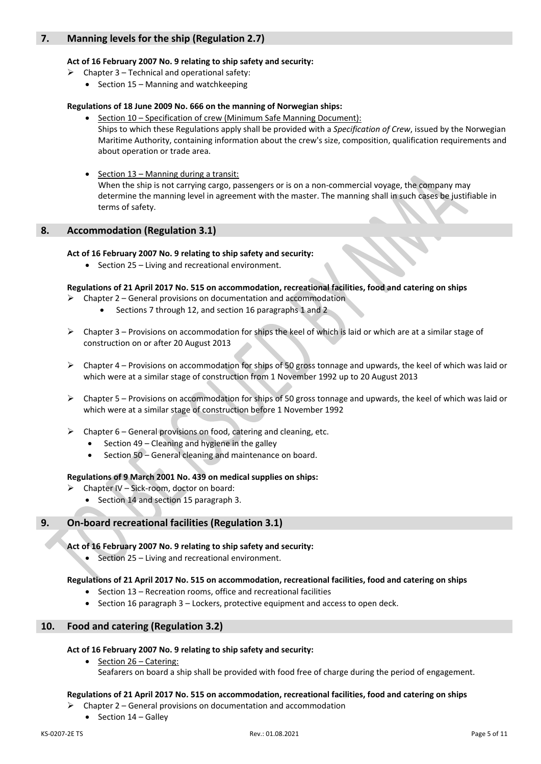## 7. Manning levels for the ship (Regulation 2.7)

**Act of 16 February 2007 No. 9 relating to ship safety and security:**

- Chapter 3 – Technical and operational safety:
  - Section 15 – Manning and watchkeeping

**Regulations of 18 June 2009 No. 666 on the manning of Norwegian ships:**

- Section 10 – Specification of crew (Minimum Safe Manning Document):
  Ships to which these Regulations apply shall be provided with a *Specification of Crew*, issued by the Norwegian Maritime Authority, containing information about the crew's size, composition, qualification requirements and about operation or trade area.

- Section 13 – Manning during a transit:
  When the ship is not carrying cargo, passengers or is on a non-commercial voyage, the company may determine the manning level in agreement with the master. The manning shall in such cases be justifiable in terms of safety.

## 8. Accommodation (Regulation 3.1)

**Act of 16 February 2007 No. 9 relating to ship safety and security:**

- Section 25 – Living and recreational environment.

**Regulations of 21 April 2017 No. 515 on accommodation, recreational facilities, food and catering on ships**

- Chapter 2 – General provisions on documentation and accommodation
  - Sections 7 through 12, and section 16 paragraphs 1 and 2

- Chapter 3 – Provisions on accommodation for ships the keel of which is laid or which are at a similar stage of construction on or after 20 August 2013

- Chapter 4 – Provisions on accommodation for ships of 50 gross tonnage and upwards, the keel of which was laid or which were at a similar stage of construction from 1 November 1992 up to 20 August 2013

- Chapter 5 – Provisions on accommodation for ships of 50 gross tonnage and upwards, the keel of which was laid or which were at a similar stage of construction before 1 November 1992

- Chapter 6 – General provisions on food, catering and cleaning, etc.
  - Section 49 – Cleaning and hygiene in the galley
  - Section 50 – General cleaning and maintenance on board.

**Regulations of 9 March 2001 No. 439 on medical supplies on ships:**

- Chapter IV – Sick-room, doctor on board:
  - Section 14 and section 15 paragraph 3.

## 9. On-board recreational facilities (Regulation 3.1)

**Act of 16 February 2007 No. 9 relating to ship safety and security:**

- Section 25 – Living and recreational environment.

**Regulations of 21 April 2017 No. 515 on accommodation, recreational facilities, food and catering on ships**

- Section 13 – Recreation rooms, office and recreational facilities
- Section 16 paragraph 3 – Lockers, protective equipment and access to open deck.

## 10. Food and catering (Regulation 3.2)

**Act of 16 February 2007 No. 9 relating to ship safety and security:**

- Section 26 – Catering:
  Seafarers on board a ship shall be provided with food free of charge during the period of engagement.

**Regulations of 21 April 2017 No. 515 on accommodation, recreational facilities, food and catering on ships**

- Chapter 2 – General provisions on documentation and accommodation
  - Section 14 – Galley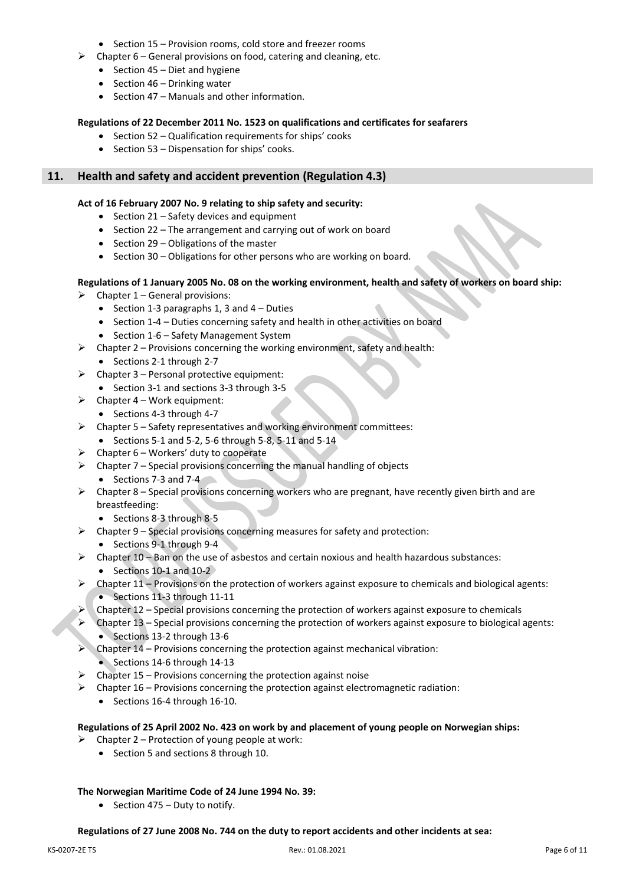- Section 15 – Provision rooms, cold store and freezer rooms
- Chapter 6 – General provisions on food, catering and cleaning, etc.
  - Section 45 – Diet and hygiene
  - Section 46 – Drinking water
  - Section 47 – Manuals and other information.

**Regulations of 22 December 2011 No. 1523 on qualifications and certificates for seafarers**

- Section 52 – Qualification requirements for ships' cooks
- Section 53 – Dispensation for ships' cooks.

## 11. Health and safety and accident prevention (Regulation 4.3)

**Act of 16 February 2007 No. 9 relating to ship safety and security:**

- Section 21 – Safety devices and equipment
- Section 22 – The arrangement and carrying out of work on board
- Section 29 – Obligations of the master
- Section 30 – Obligations for other persons who are working on board.

**Regulations of 1 January 2005 No. 08 on the working environment, health and safety of workers on board ship:**

- Chapter 1 – General provisions:
  - Section 1-3 paragraphs 1, 3 and 4 – Duties
  - Section 1-4 – Duties concerning safety and health in other activities on board
  - Section 1-6 – Safety Management System
- Chapter 2 – Provisions concerning the working environment, safety and health:
  - Sections 2-1 through 2-7
- Chapter 3 – Personal protective equipment:
  - Section 3-1 and sections 3-3 through 3-5
- Chapter 4 – Work equipment:
  - Sections 4-3 through 4-7
- Chapter 5 – Safety representatives and working environment committees:
  - Sections 5-1 and 5-2, 5-6 through 5-8, 5-11 and 5-14
- Chapter 6 – Workers' duty to cooperate
- Chapter 7 – Special provisions concerning the manual handling of objects
  - Sections 7-3 and 7-4
- Chapter 8 – Special provisions concerning workers who are pregnant, have recently given birth and are breastfeeding:
  - Sections 8-3 through 8-5
- Chapter 9 – Special provisions concerning measures for safety and protection:
  - Sections 9-1 through 9-4
- Chapter 10 – Ban on the use of asbestos and certain noxious and health hazardous substances:
  - Sections 10-1 and 10-2
- Chapter 11 – Provisions on the protection of workers against exposure to chemicals and biological agents:
  - Sections 11-3 through 11-11
- Chapter 12 – Special provisions concerning the protection of workers against exposure to chemicals
- Chapter 13 – Special provisions concerning the protection of workers against exposure to biological agents:
  - Sections 13-2 through 13-6
- Chapter 14 – Provisions concerning the protection against mechanical vibration:
  - Sections 14-6 through 14-13
- Chapter 15 – Provisions concerning the protection against noise
- Chapter 16 – Provisions concerning the protection against electromagnetic radiation:
  - Sections 16-4 through 16-10.

**Regulations of 25 April 2002 No. 423 on work by and placement of young people on Norwegian ships:**

- Chapter 2 – Protection of young people at work:
  - Section 5 and sections 8 through 10.

**The Norwegian Maritime Code of 24 June 1994 No. 39:**

- Section 475 – Duty to notify.

**Regulations of 27 June 2008 No. 744 on the duty to report accidents and other incidents at sea:**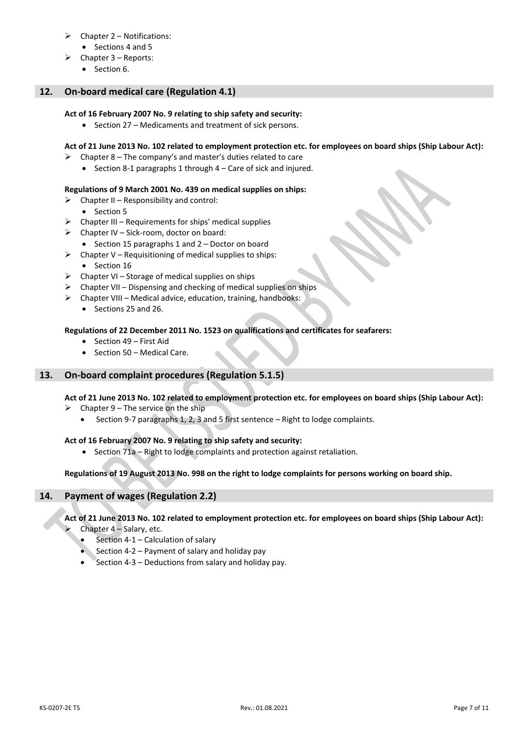- Chapter 2 – Notifications:
  - Sections 4 and 5
- Chapter 3 – Reports:
  - Section 6.

## 12. On-board medical care (Regulation 4.1)

**Act of 16 February 2007 No. 9 relating to ship safety and security:**

- Section 27 – Medicaments and treatment of sick persons.

**Act of 21 June 2013 No. 102 related to employment protection etc. for employees on board ships (Ship Labour Act):**

- Chapter 8 – The company's and master's duties related to care
  - Section 8-1 paragraphs 1 through 4 – Care of sick and injured.

**Regulations of 9 March 2001 No. 439 on medical supplies on ships:**

- Chapter II – Responsibility and control:
  - Section 5
- Chapter III – Requirements for ships' medical supplies
- Chapter IV – Sick-room, doctor on board:
  - Section 15 paragraphs 1 and 2 – Doctor on board
- Chapter V – Requisitioning of medical supplies to ships:
  - Section 16
- Chapter VI – Storage of medical supplies on ships
- Chapter VII – Dispensing and checking of medical supplies on ships
- Chapter VIII – Medical advice, education, training, handbooks:
  - Sections 25 and 26.

**Regulations of 22 December 2011 No. 1523 on qualifications and certificates for seafarers:**

- Section 49 – First Aid
- Section 50 – Medical Care.

## 13. On-board complaint procedures (Regulation 5.1.5)

**Act of 21 June 2013 No. 102 related to employment protection etc. for employees on board ships (Ship Labour Act):**

- Chapter 9 – The service on the ship
  - Section 9-7 paragraphs 1, 2, 3 and 5 first sentence – Right to lodge complaints.

**Act of 16 February 2007 No. 9 relating to ship safety and security:**

- Section 71a – Right to lodge complaints and protection against retaliation.

**Regulations of 19 August 2013 No. 998 on the right to lodge complaints for persons working on board ship.**

## 14. Payment of wages (Regulation 2.2)

**Act of 21 June 2013 No. 102 related to employment protection etc. for employees on board ships (Ship Labour Act):**

- Chapter 4 – Salary, etc.
  - Section 4-1 – Calculation of salary
  - Section 4-2 – Payment of salary and holiday pay
  - Section 4-3 – Deductions from salary and holiday pay.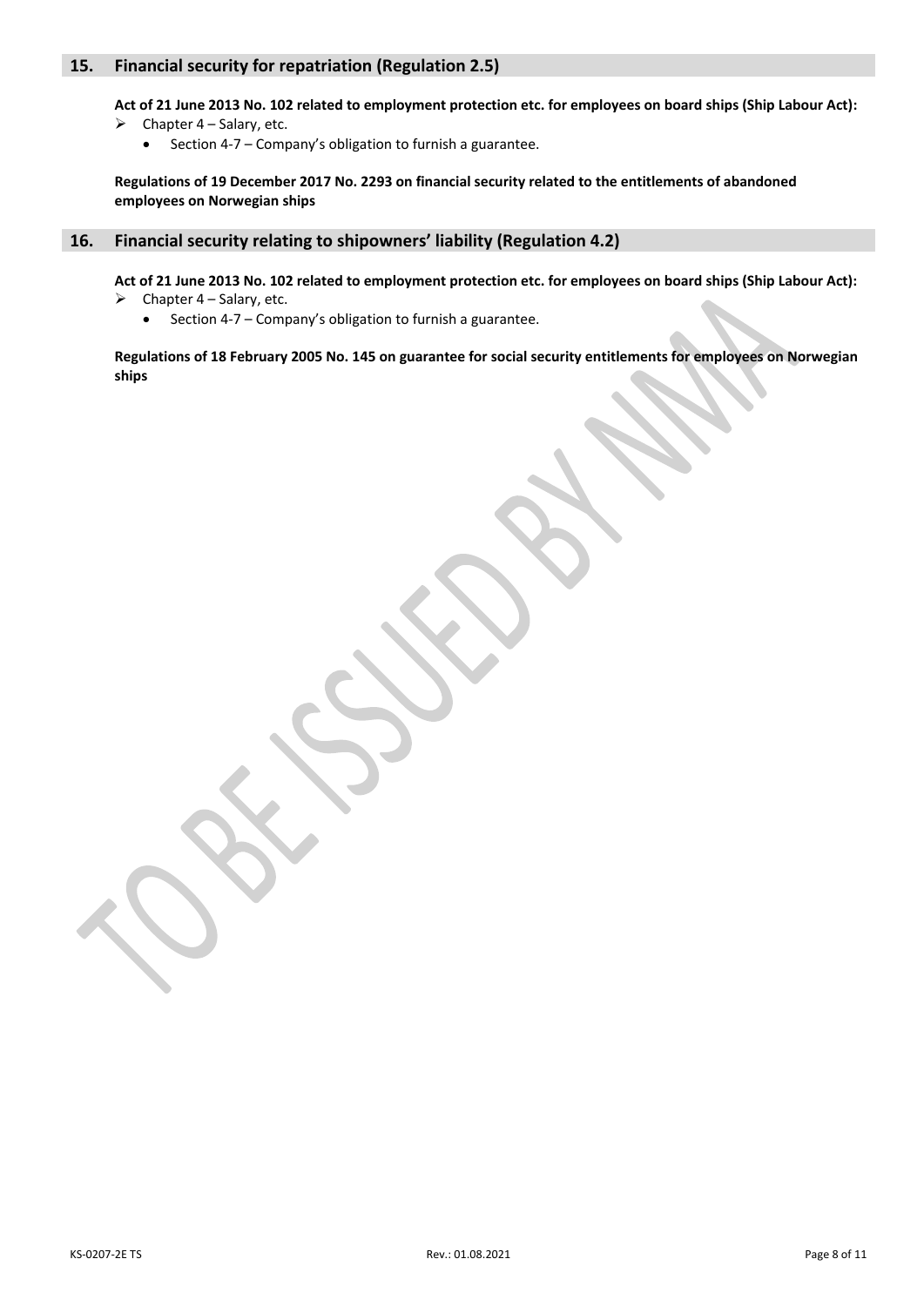## 15. Financial security for repatriation (Regulation 2.5)

**Act of 21 June 2013 No. 102 related to employment protection etc. for employees on board ships (Ship Labour Act):**

- Chapter 4 – Salary, etc.
  - Section 4-7 – Company's obligation to furnish a guarantee.

**Regulations of 19 December 2017 No. 2293 on financial security related to the entitlements of abandoned employees on Norwegian ships**

## 16. Financial security relating to shipowners' liability (Regulation 4.2)

**Act of 21 June 2013 No. 102 related to employment protection etc. for employees on board ships (Ship Labour Act):**

- Chapter 4 – Salary, etc.
  - Section 4-7 – Company's obligation to furnish a guarantee.

**Regulations of 18 February 2005 No. 145 on guarantee for social security entitlements for employees on Norwegian ships**

TO BE ISSUED BY NMA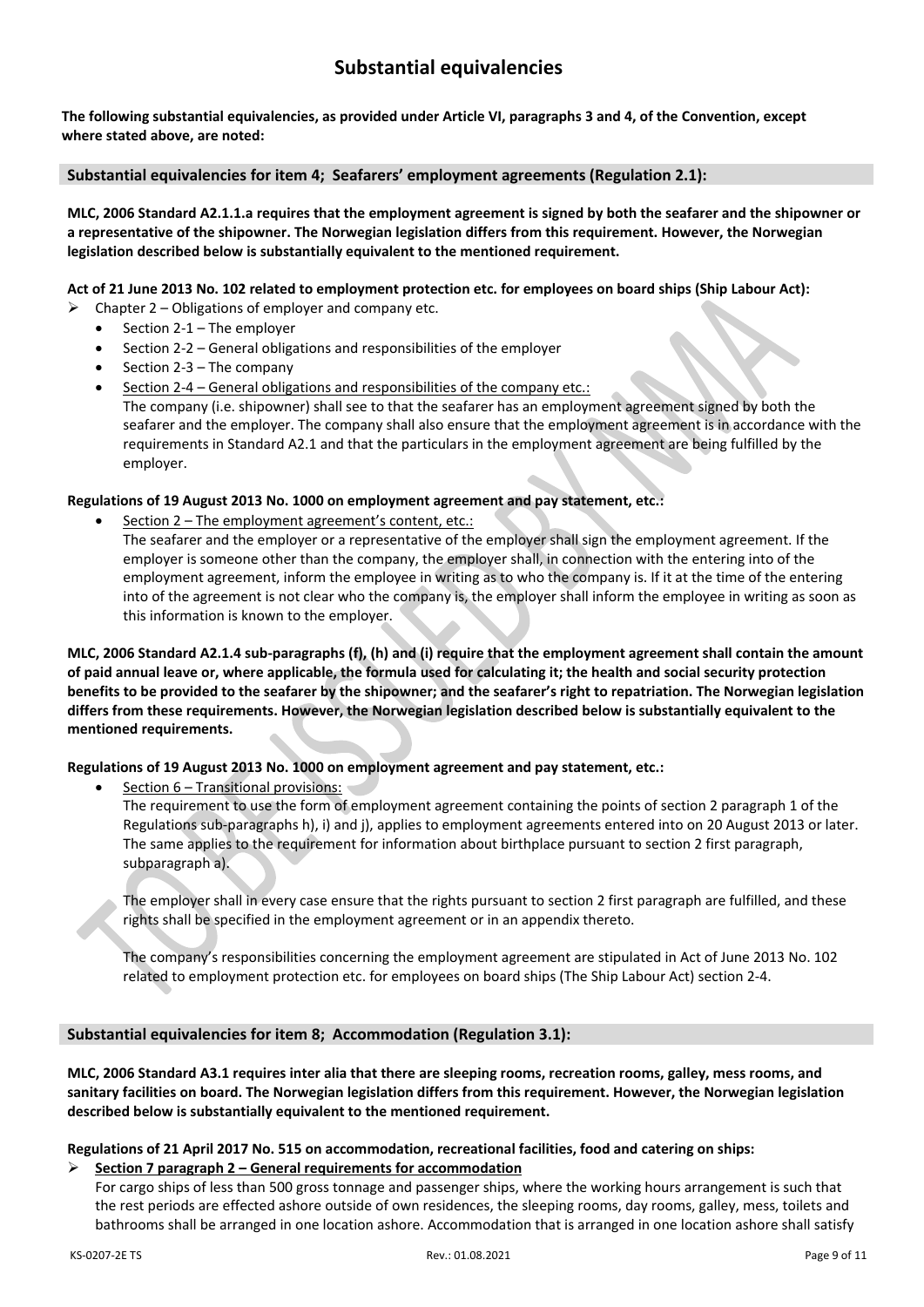# Substantial equivalencies

**The following substantial equivalencies, as provided under Article VI, paragraphs 3 and 4, of the Convention, except where stated above, are noted:**

## Substantial equivalencies for item 4; Seafarers' employment agreements (Regulation 2.1):

**MLC, 2006 Standard A2.1.1.a requires that the employment agreement is signed by both the seafarer and the shipowner or a representative of the shipowner. The Norwegian legislation differs from this requirement. However, the Norwegian legislation described below is substantially equivalent to the mentioned requirement.**

**Act of 21 June 2013 No. 102 related to employment protection etc. for employees on board ships (Ship Labour Act):**

- Chapter 2 – Obligations of employer and company etc.
  - Section 2-1 – The employer
  - Section 2-2 – General obligations and responsibilities of the employer
  - Section 2-3 – The company
  - Section 2-4 – General obligations and responsibilities of the company etc.:
    The company (i.e. shipowner) shall see to that the seafarer has an employment agreement signed by both the seafarer and the employer. The company shall also ensure that the employment agreement is in accordance with the requirements in Standard A2.1 and that the particulars in the employment agreement are being fulfilled by the employer.

**Regulations of 19 August 2013 No. 1000 on employment agreement and pay statement, etc.:**

- Section 2 – The employment agreement's content, etc.:
  The seafarer and the employer or a representative of the employer shall sign the employment agreement. If the employer is someone other than the company, the employer shall, in connection with the entering into of the employment agreement, inform the employee in writing as to who the company is. If it at the time of the entering into of the agreement is not clear who the company is, the employer shall inform the employee in writing as soon as this information is known to the employer.

**MLC, 2006 Standard A2.1.4 sub-paragraphs (f), (h) and (i) require that the employment agreement shall contain the amount of paid annual leave or, where applicable, the formula used for calculating it; the health and social security protection benefits to be provided to the seafarer by the shipowner; and the seafarer's right to repatriation. The Norwegian legislation differs from these requirements. However, the Norwegian legislation described below is substantially equivalent to the mentioned requirements.**

**Regulations of 19 August 2013 No. 1000 on employment agreement and pay statement, etc.:**

- Section 6 – Transitional provisions:
  The requirement to use the form of employment agreement containing the points of section 2 paragraph 1 of the Regulations sub-paragraphs h), i) and j), applies to employment agreements entered into on 20 August 2013 or later. The same applies to the requirement for information about birthplace pursuant to section 2 first paragraph, subparagraph a).

  The employer shall in every case ensure that the rights pursuant to section 2 first paragraph are fulfilled, and these rights shall be specified in the employment agreement or in an appendix thereto.

  The company's responsibilities concerning the employment agreement are stipulated in Act of June 2013 No. 102 related to employment protection etc. for employees on board ships (The Ship Labour Act) section 2-4.

## Substantial equivalencies for item 8; Accommodation (Regulation 3.1):

**MLC, 2006 Standard A3.1 requires inter alia that there are sleeping rooms, recreation rooms, galley, mess rooms, and sanitary facilities on board. The Norwegian legislation differs from this requirement. However, the Norwegian legislation described below is substantially equivalent to the mentioned requirement.**

**Regulations of 21 April 2017 No. 515 on accommodation, recreational facilities, food and catering on ships:**

- **Section 7 paragraph 2 – General requirements for accommodation**
  For cargo ships of less than 500 gross tonnage and passenger ships, where the working hours arrangement is such that the rest periods are effected ashore outside of own residences, the sleeping rooms, day rooms, galley, mess, toilets and bathrooms shall be arranged in one location ashore. Accommodation that is arranged in one location ashore shall satisfy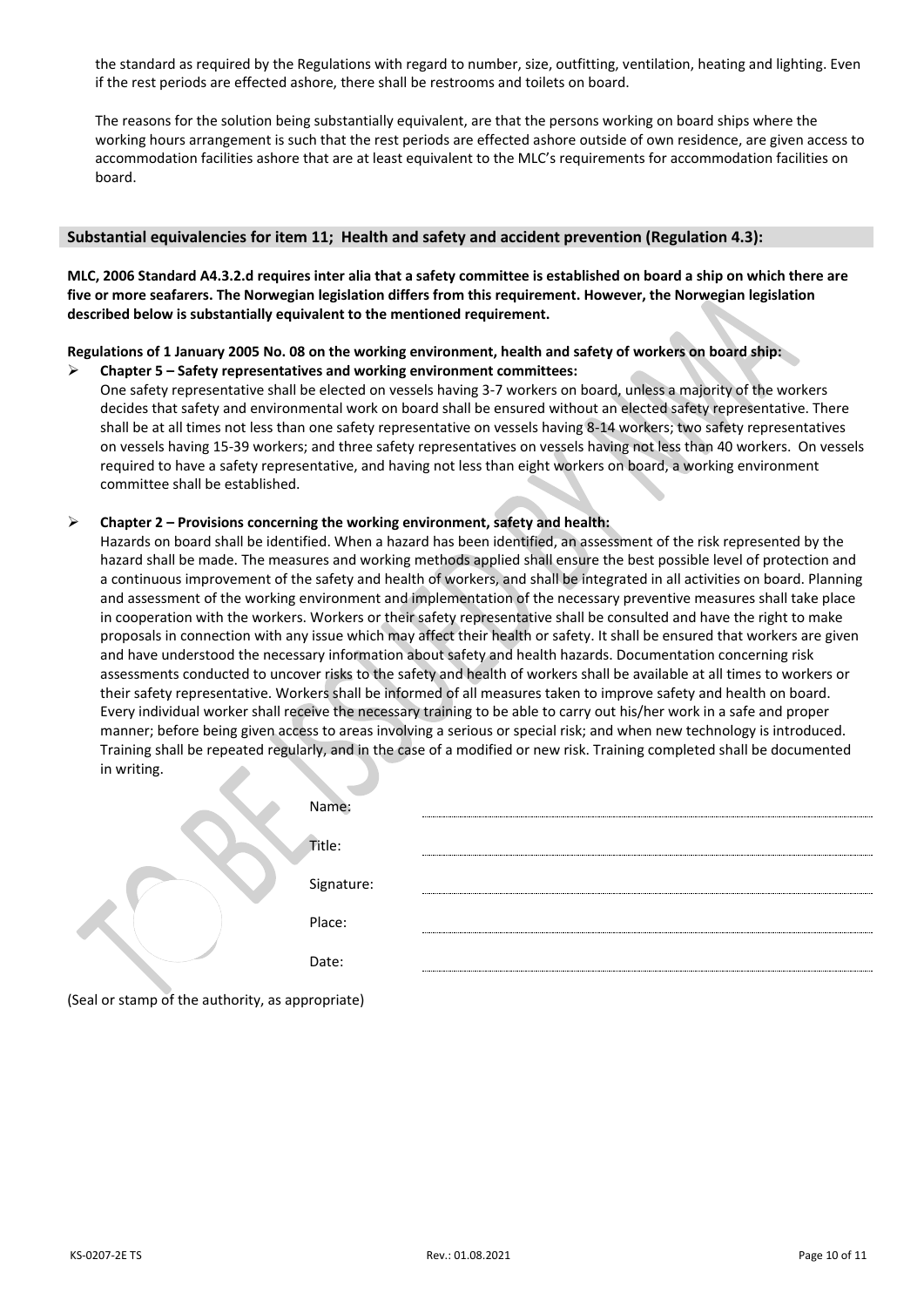the standard as required by the Regulations with regard to number, size, outfitting, ventilation, heating and lighting. Even if the rest periods are effected ashore, there shall be restrooms and toilets on board.

The reasons for the solution being substantially equivalent, are that the persons working on board ships where the working hours arrangement is such that the rest periods are effected ashore outside of own residence, are given access to accommodation facilities ashore that are at least equivalent to the MLC's requirements for accommodation facilities on board.

## Substantial equivalencies for item 11; Health and safety and accident prevention (Regulation 4.3):

**MLC, 2006 Standard A4.3.2.d requires inter alia that a safety committee is established on board a ship on which there are five or more seafarers. The Norwegian legislation differs from this requirement. However, the Norwegian legislation described below is substantially equivalent to the mentioned requirement.**

**Regulations of 1 January 2005 No. 08 on the working environment, health and safety of workers on board ship:**

- **Chapter 5 – Safety representatives and working environment committees:**
  One safety representative shall be elected on vessels having 3-7 workers on board, unless a majority of the workers decides that safety and environmental work on board shall be ensured without an elected safety representative. There shall be at all times not less than one safety representative on vessels having 8-14 workers; two safety representatives on vessels having 15-39 workers; and three safety representatives on vessels having not less than 40 workers. On vessels required to have a safety representative, and having not less than eight workers on board, a working environment committee shall be established.

- **Chapter 2 – Provisions concerning the working environment, safety and health:**
  Hazards on board shall be identified. When a hazard has been identified, an assessment of the risk represented by the hazard shall be made. The measures and working methods applied shall ensure the best possible level of protection and a continuous improvement of the safety and health of workers, and shall be integrated in all activities on board. Planning and assessment of the working environment and implementation of the necessary preventive measures shall take place in cooperation with the workers. Workers or their safety representative shall be consulted and have the right to make proposals in connection with any issue which may affect their health or safety. It shall be ensured that workers are given and have understood the necessary information about safety and health hazards. Documentation concerning risk assessments conducted to uncover risks to the safety and health of workers shall be available at all times to workers or their safety representative. Workers shall be informed of all measures taken to improve safety and health on board. Every individual worker shall receive the necessary training to be able to carry out his/her work in a safe and proper manner; before being given access to areas involving a serious or special risk; and when new technology is introduced. Training shall be repeated regularly, and in the case of a modified or new risk. Training completed shall be documented in writing.

Name: ..........................................

Title: ..........................................

Signature: ..........................................

Place: ..........................................

Date: ..........................................

(Seal or stamp of the authority, as appropriate)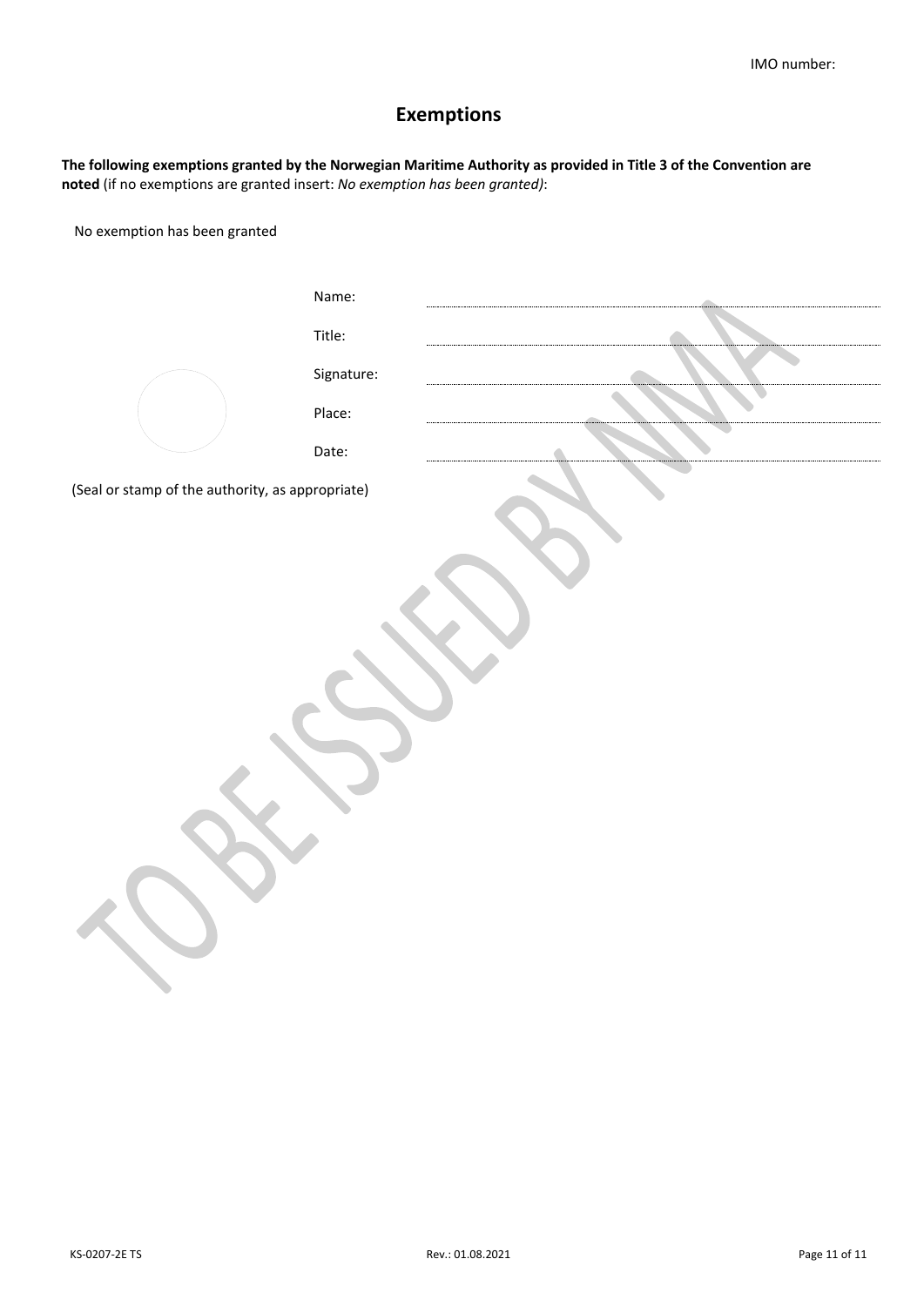IMO number:

# Exemptions

**The following exemptions granted by the Norwegian Maritime Authority as provided in Title 3 of the Convention are noted** (if no exemptions are granted insert: *No exemption has been granted)*:

No exemption has been granted

| | |
|---|---|
| Name: | |
| Title: | |
| Signature: | |
| Place: | |
| Date: | |

(Seal or stamp of the authority, as appropriate)

TO BE ISSUED BY NMA

KS-0207-2E TS Rev.: 01.08.2021